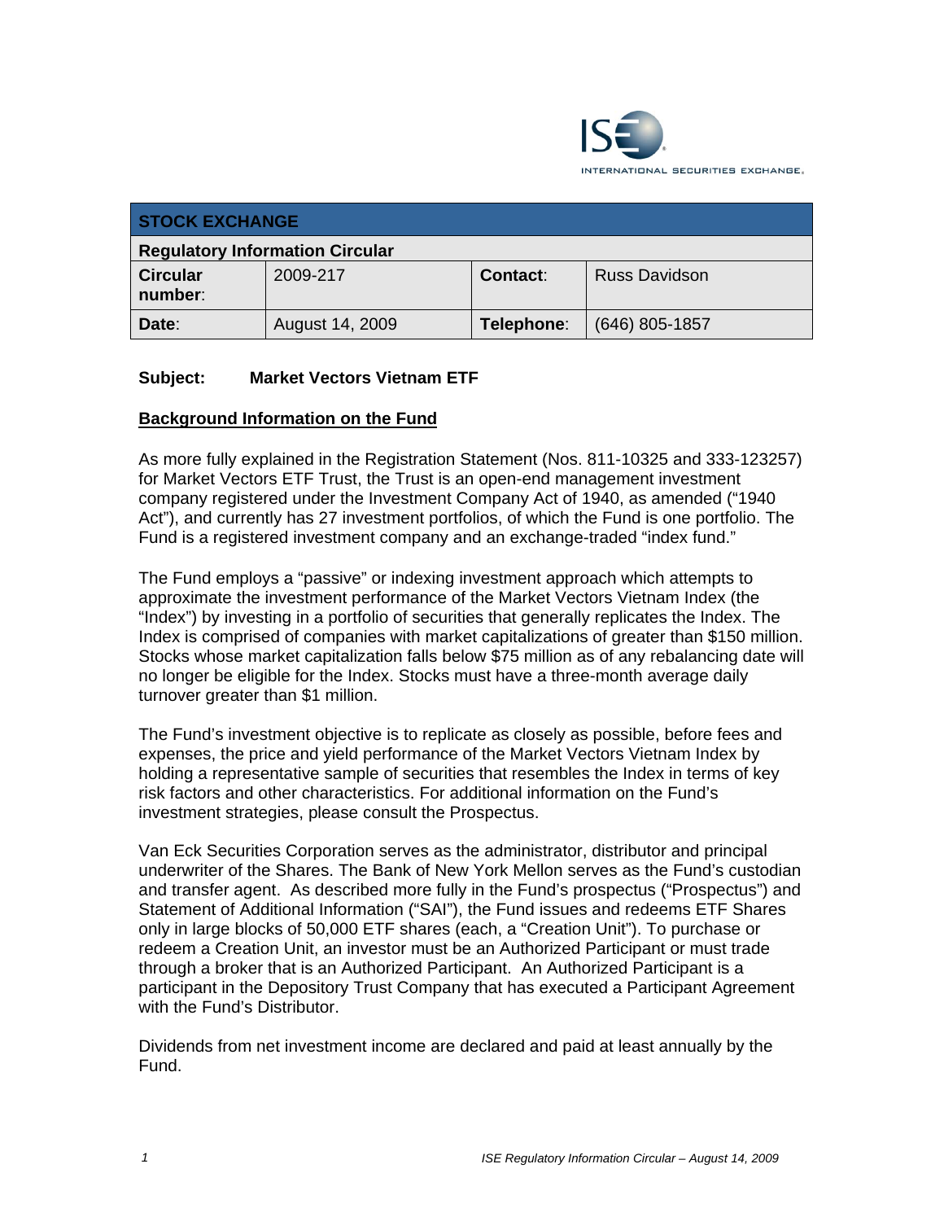INTERNATIONAL SECURITIES EXCHANGE.

| STOCK EXCHANGE | | | |
|---|---|---|---|
| **Regulatory Information Circular** | | | |
| **Circular number:** | 2009-217 | **Contact:** | Russ Davidson |
| **Date:** | August 14, 2009 | **Telephone:** | (646) 805-1857 |

**Subject: Market Vectors Vietnam ETF**

## Background Information on the Fund

As more fully explained in the Registration Statement (Nos. 811-10325 and 333-123257) for Market Vectors ETF Trust, the Trust is an open-end management investment company registered under the Investment Company Act of 1940, as amended ("1940 Act"), and currently has 27 investment portfolios, of which the Fund is one portfolio. The Fund is a registered investment company and an exchange-traded "index fund."

The Fund employs a "passive" or indexing investment approach which attempts to approximate the investment performance of the Market Vectors Vietnam Index (the "Index") by investing in a portfolio of securities that generally replicates the Index. The Index is comprised of companies with market capitalizations of greater than $150 million. Stocks whose market capitalization falls below $75 million as of any rebalancing date will no longer be eligible for the Index. Stocks must have a three-month average daily turnover greater than $1 million.

The Fund's investment objective is to replicate as closely as possible, before fees and expenses, the price and yield performance of the Market Vectors Vietnam Index by holding a representative sample of securities that resembles the Index in terms of key risk factors and other characteristics. For additional information on the Fund's investment strategies, please consult the Prospectus.

Van Eck Securities Corporation serves as the administrator, distributor and principal underwriter of the Shares. The Bank of New York Mellon serves as the Fund's custodian and transfer agent. As described more fully in the Fund's prospectus ("Prospectus") and Statement of Additional Information ("SAI"), the Fund issues and redeems ETF Shares only in large blocks of 50,000 ETF shares (each, a "Creation Unit"). To purchase or redeem a Creation Unit, an investor must be an Authorized Participant or must trade through a broker that is an Authorized Participant. An Authorized Participant is a participant in the Depository Trust Company that has executed a Participant Agreement with the Fund's Distributor.

Dividends from net investment income are declared and paid at least annually by the Fund.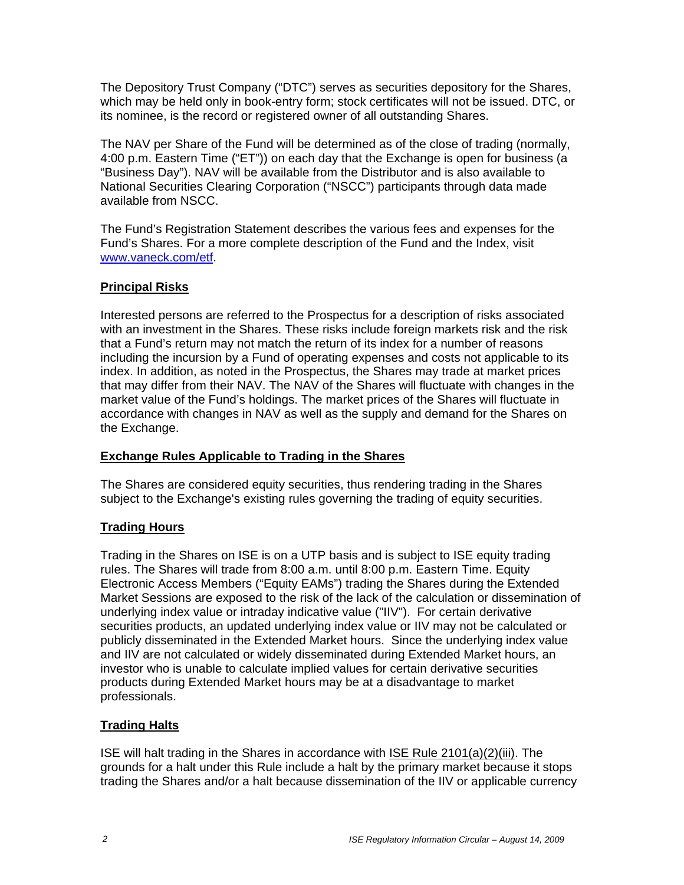The Depository Trust Company ("DTC") serves as securities depository for the Shares, which may be held only in book-entry form; stock certificates will not be issued. DTC, or its nominee, is the record or registered owner of all outstanding Shares.

The NAV per Share of the Fund will be determined as of the close of trading (normally, 4:00 p.m. Eastern Time ("ET")) on each day that the Exchange is open for business (a "Business Day"). NAV will be available from the Distributor and is also available to National Securities Clearing Corporation ("NSCC") participants through data made available from NSCC.

The Fund's Registration Statement describes the various fees and expenses for the Fund's Shares. For a more complete description of the Fund and the Index, visit www.vaneck.com/etf.

## Principal Risks

Interested persons are referred to the Prospectus for a description of risks associated with an investment in the Shares. These risks include foreign markets risk and the risk that a Fund's return may not match the return of its index for a number of reasons including the incursion by a Fund of operating expenses and costs not applicable to its index. In addition, as noted in the Prospectus, the Shares may trade at market prices that may differ from their NAV. The NAV of the Shares will fluctuate with changes in the market value of the Fund's holdings. The market prices of the Shares will fluctuate in accordance with changes in NAV as well as the supply and demand for the Shares on the Exchange.

## Exchange Rules Applicable to Trading in the Shares

The Shares are considered equity securities, thus rendering trading in the Shares subject to the Exchange's existing rules governing the trading of equity securities.

## Trading Hours

Trading in the Shares on ISE is on a UTP basis and is subject to ISE equity trading rules. The Shares will trade from 8:00 a.m. until 8:00 p.m. Eastern Time. Equity Electronic Access Members ("Equity EAMs") trading the Shares during the Extended Market Sessions are exposed to the risk of the lack of the calculation or dissemination of underlying index value or intraday indicative value ("IIV"). For certain derivative securities products, an updated underlying index value or IIV may not be calculated or publicly disseminated in the Extended Market hours. Since the underlying index value and IIV are not calculated or widely disseminated during Extended Market hours, an investor who is unable to calculate implied values for certain derivative securities products during Extended Market hours may be at a disadvantage to market professionals.

## Trading Halts

ISE will halt trading in the Shares in accordance with ISE Rule 2101(a)(2)(iii). The grounds for a halt under this Rule include a halt by the primary market because it stops trading the Shares and/or a halt because dissemination of the IIV or applicable currency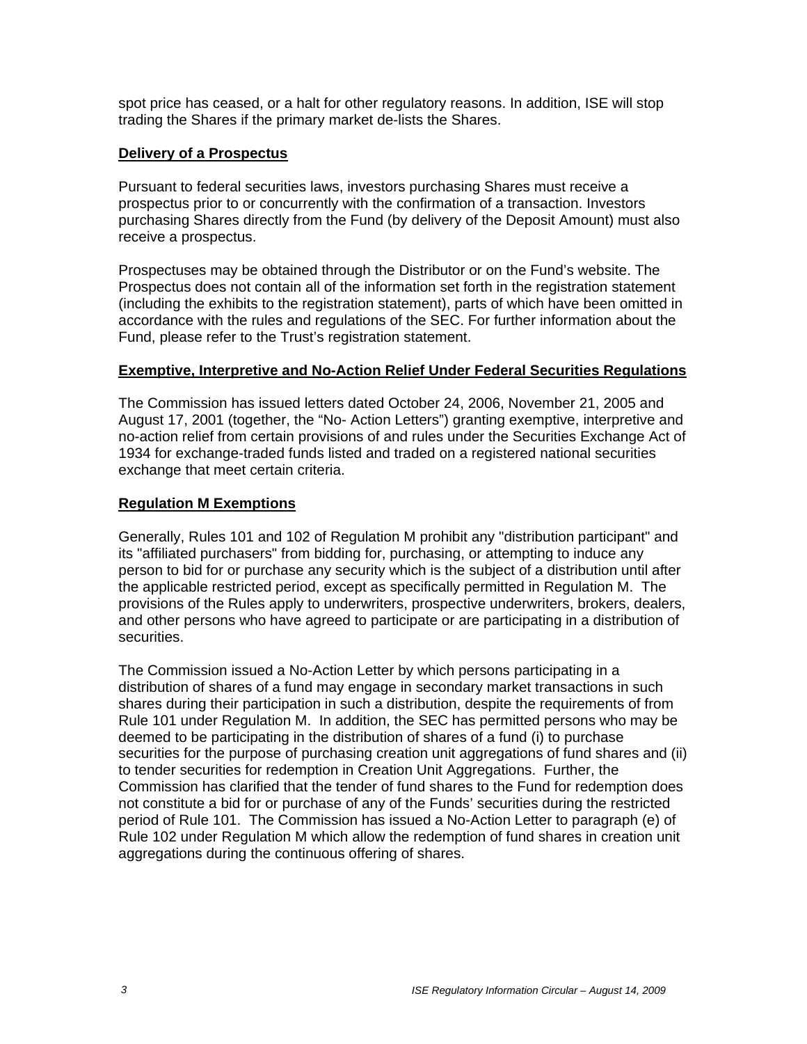spot price has ceased, or a halt for other regulatory reasons. In addition, ISE will stop trading the Shares if the primary market de-lists the Shares.

## Delivery of a Prospectus

Pursuant to federal securities laws, investors purchasing Shares must receive a prospectus prior to or concurrently with the confirmation of a transaction. Investors purchasing Shares directly from the Fund (by delivery of the Deposit Amount) must also receive a prospectus.

Prospectuses may be obtained through the Distributor or on the Fund's website. The Prospectus does not contain all of the information set forth in the registration statement (including the exhibits to the registration statement), parts of which have been omitted in accordance with the rules and regulations of the SEC. For further information about the Fund, please refer to the Trust's registration statement.

## Exemptive, Interpretive and No-Action Relief Under Federal Securities Regulations

The Commission has issued letters dated October 24, 2006, November 21, 2005 and August 17, 2001 (together, the "No- Action Letters") granting exemptive, interpretive and no-action relief from certain provisions of and rules under the Securities Exchange Act of 1934 for exchange-traded funds listed and traded on a registered national securities exchange that meet certain criteria.

## Regulation M Exemptions

Generally, Rules 101 and 102 of Regulation M prohibit any "distribution participant" and its "affiliated purchasers" from bidding for, purchasing, or attempting to induce any person to bid for or purchase any security which is the subject of a distribution until after the applicable restricted period, except as specifically permitted in Regulation M. The provisions of the Rules apply to underwriters, prospective underwriters, brokers, dealers, and other persons who have agreed to participate or are participating in a distribution of securities.

The Commission issued a No-Action Letter by which persons participating in a distribution of shares of a fund may engage in secondary market transactions in such shares during their participation in such a distribution, despite the requirements of from Rule 101 under Regulation M. In addition, the SEC has permitted persons who may be deemed to be participating in the distribution of shares of a fund (i) to purchase securities for the purpose of purchasing creation unit aggregations of fund shares and (ii) to tender securities for redemption in Creation Unit Aggregations. Further, the Commission has clarified that the tender of fund shares to the Fund for redemption does not constitute a bid for or purchase of any of the Funds' securities during the restricted period of Rule 101. The Commission has issued a No-Action Letter to paragraph (e) of Rule 102 under Regulation M which allow the redemption of fund shares in creation unit aggregations during the continuous offering of shares.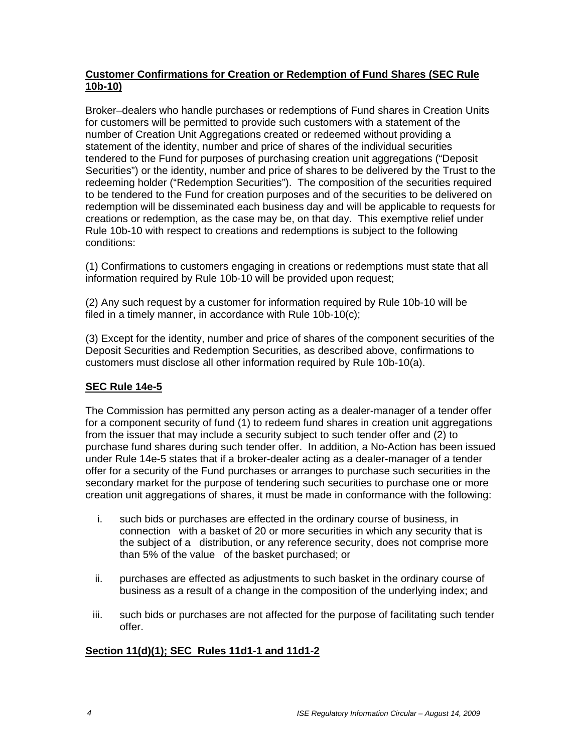**Customer Confirmations for Creation or Redemption of Fund Shares (SEC Rule 10b-10)**

Broker–dealers who handle purchases or redemptions of Fund shares in Creation Units for customers will be permitted to provide such customers with a statement of the number of Creation Unit Aggregations created or redeemed without providing a statement of the identity, number and price of shares of the individual securities tendered to the Fund for purposes of purchasing creation unit aggregations ("Deposit Securities") or the identity, number and price of shares to be delivered by the Trust to the redeeming holder ("Redemption Securities"). The composition of the securities required to be tendered to the Fund for creation purposes and of the securities to be delivered on redemption will be disseminated each business day and will be applicable to requests for creations or redemption, as the case may be, on that day. This exemptive relief under Rule 10b-10 with respect to creations and redemptions is subject to the following conditions:

(1) Confirmations to customers engaging in creations or redemptions must state that all information required by Rule 10b-10 will be provided upon request;

(2) Any such request by a customer for information required by Rule 10b-10 will be filed in a timely manner, in accordance with Rule 10b-10(c);

(3) Except for the identity, number and price of shares of the component securities of the Deposit Securities and Redemption Securities, as described above, confirmations to customers must disclose all other information required by Rule 10b-10(a).

**SEC Rule 14e-5**

The Commission has permitted any person acting as a dealer-manager of a tender offer for a component security of fund (1) to redeem fund shares in creation unit aggregations from the issuer that may include a security subject to such tender offer and (2) to purchase fund shares during such tender offer. In addition, a No-Action has been issued under Rule 14e-5 states that if a broker-dealer acting as a dealer-manager of a tender offer for a security of the Fund purchases or arranges to purchase such securities in the secondary market for the purpose of tendering such securities to purchase one or more creation unit aggregations of shares, it must be made in conformance with the following:

i. such bids or purchases are effected in the ordinary course of business, in connection with a basket of 20 or more securities in which any security that is the subject of a distribution, or any reference security, does not comprise more than 5% of the value of the basket purchased; or

ii. purchases are effected as adjustments to such basket in the ordinary course of business as a result of a change in the composition of the underlying index; and

iii. such bids or purchases are not affected for the purpose of facilitating such tender offer.

**Section 11(d)(1); SEC Rules 11d1-1 and 11d1-2**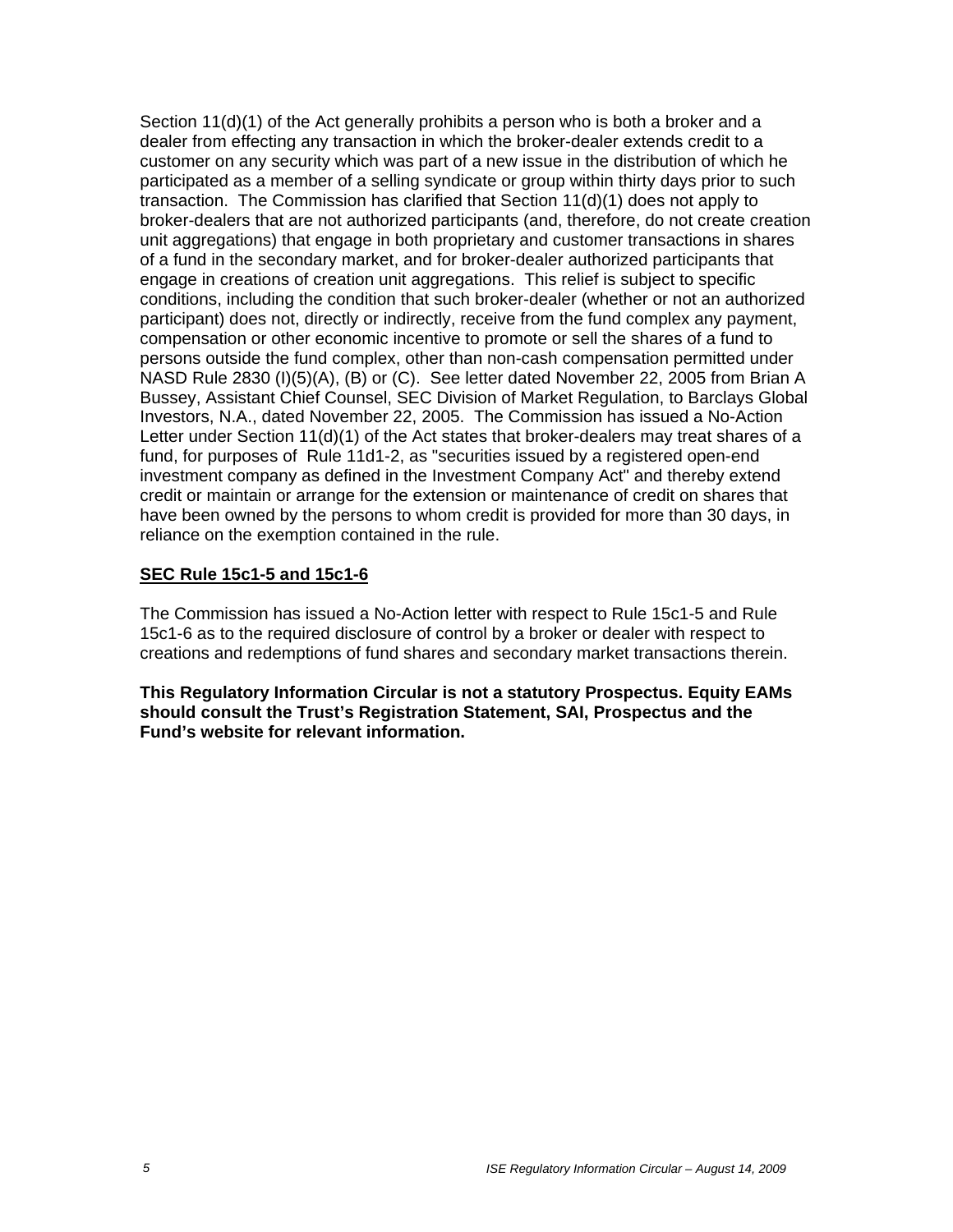Section 11(d)(1) of the Act generally prohibits a person who is both a broker and a dealer from effecting any transaction in which the broker-dealer extends credit to a customer on any security which was part of a new issue in the distribution of which he participated as a member of a selling syndicate or group within thirty days prior to such transaction. The Commission has clarified that Section 11(d)(1) does not apply to broker-dealers that are not authorized participants (and, therefore, do not create creation unit aggregations) that engage in both proprietary and customer transactions in shares of a fund in the secondary market, and for broker-dealer authorized participants that engage in creations of creation unit aggregations. This relief is subject to specific conditions, including the condition that such broker-dealer (whether or not an authorized participant) does not, directly or indirectly, receive from the fund complex any payment, compensation or other economic incentive to promote or sell the shares of a fund to persons outside the fund complex, other than non-cash compensation permitted under NASD Rule 2830 (I)(5)(A), (B) or (C). See letter dated November 22, 2005 from Brian A Bussey, Assistant Chief Counsel, SEC Division of Market Regulation, to Barclays Global Investors, N.A., dated November 22, 2005. The Commission has issued a No-Action Letter under Section 11(d)(1) of the Act states that broker-dealers may treat shares of a fund, for purposes of Rule 11d1-2, as "securities issued by a registered open-end investment company as defined in the Investment Company Act" and thereby extend credit or maintain or arrange for the extension or maintenance of credit on shares that have been owned by the persons to whom credit is provided for more than 30 days, in reliance on the exemption contained in the rule.

## SEC Rule 15c1-5 and 15c1-6

The Commission has issued a No-Action letter with respect to Rule 15c1-5 and Rule 15c1-6 as to the required disclosure of control by a broker or dealer with respect to creations and redemptions of fund shares and secondary market transactions therein.

**This Regulatory Information Circular is not a statutory Prospectus. Equity EAMs should consult the Trust's Registration Statement, SAI, Prospectus and the Fund's website for relevant information.**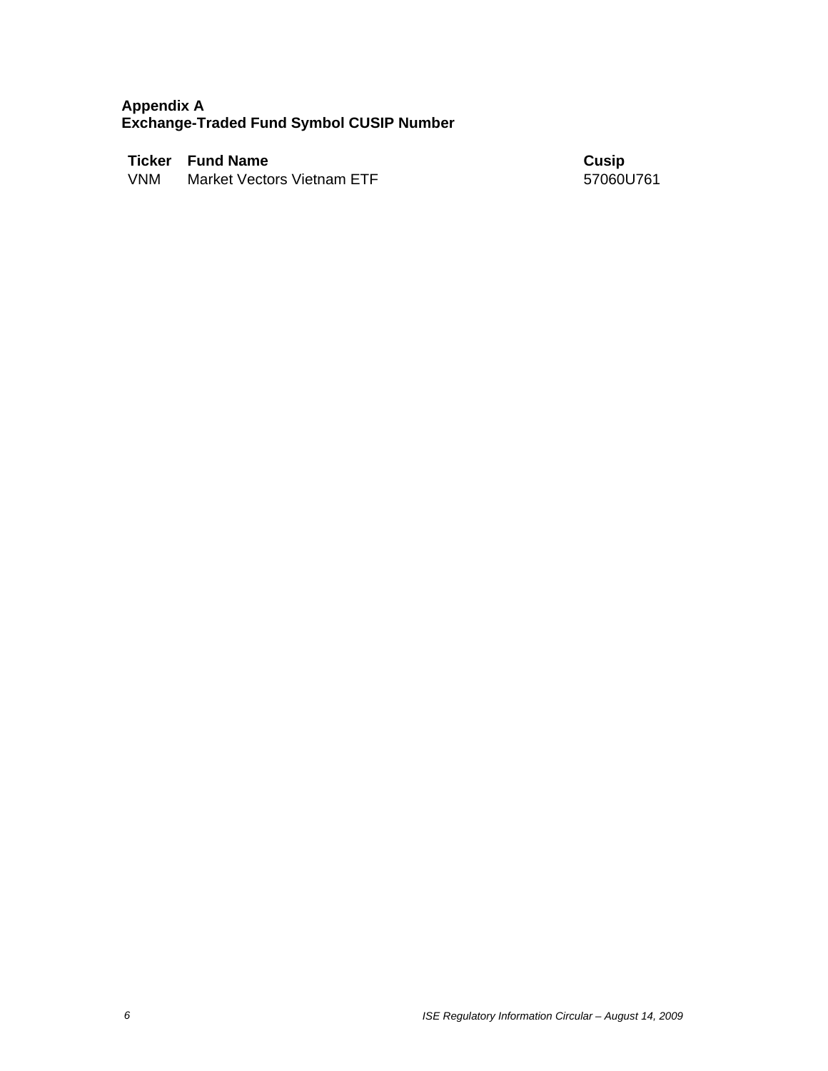**Appendix A**
**Exchange-Traded Fund Symbol CUSIP Number**

| Ticker | Fund Name | Cusip |
|---|---|---|
| VNM | Market Vectors Vietnam ETF | 57060U761 |